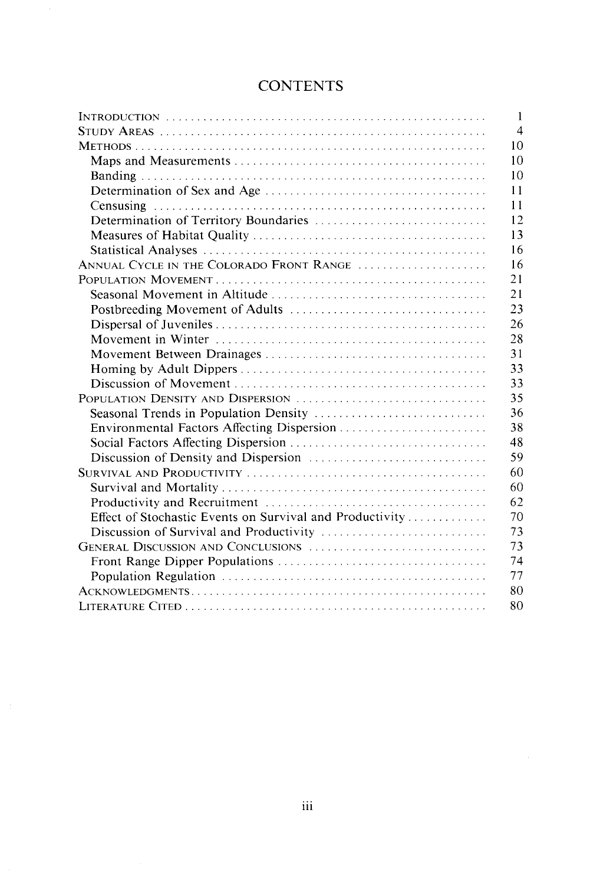# CONTENTS

| | |
|---|---|
| INTRODUCTION | 1 |
| STUDY AREAS | 4 |
| METHODS | 10 |
| Maps and Measurements | 10 |
| Banding | 10 |
| Determination of Sex and Age | 11 |
| Censusing | 11 |
| Determination of Territory Boundaries | 12 |
| Measures of Habitat Quality | 13 |
| Statistical Analyses | 16 |
| ANNUAL CYCLE IN THE COLORADO FRONT RANGE | 16 |
| POPULATION MOVEMENT | 21 |
| Seasonal Movement in Altitude | 21 |
| Postbreeding Movement of Adults | 23 |
| Dispersal of Juveniles | 26 |
| Movement in Winter | 28 |
| Movement Between Drainages | 31 |
| Homing by Adult Dippers | 33 |
| Discussion of Movement | 33 |
| POPULATION DENSITY AND DISPERSION | 35 |
| Seasonal Trends in Population Density | 36 |
| Environmental Factors Affecting Dispersion | 38 |
| Social Factors Affecting Dispersion | 48 |
| Discussion of Density and Dispersion | 59 |
| SURVIVAL AND PRODUCTIVITY | 60 |
| Survival and Mortality | 60 |
| Productivity and Recruitment | 62 |
| Effect of Stochastic Events on Survival and Productivity | 70 |
| Discussion of Survival and Productivity | 73 |
| GENERAL DISCUSSION AND CONCLUSIONS | 73 |
| Front Range Dipper Populations | 74 |
| Population Regulation | 77 |
| ACKNOWLEDGMENTS | 80 |
| LITERATURE CITED | 80 |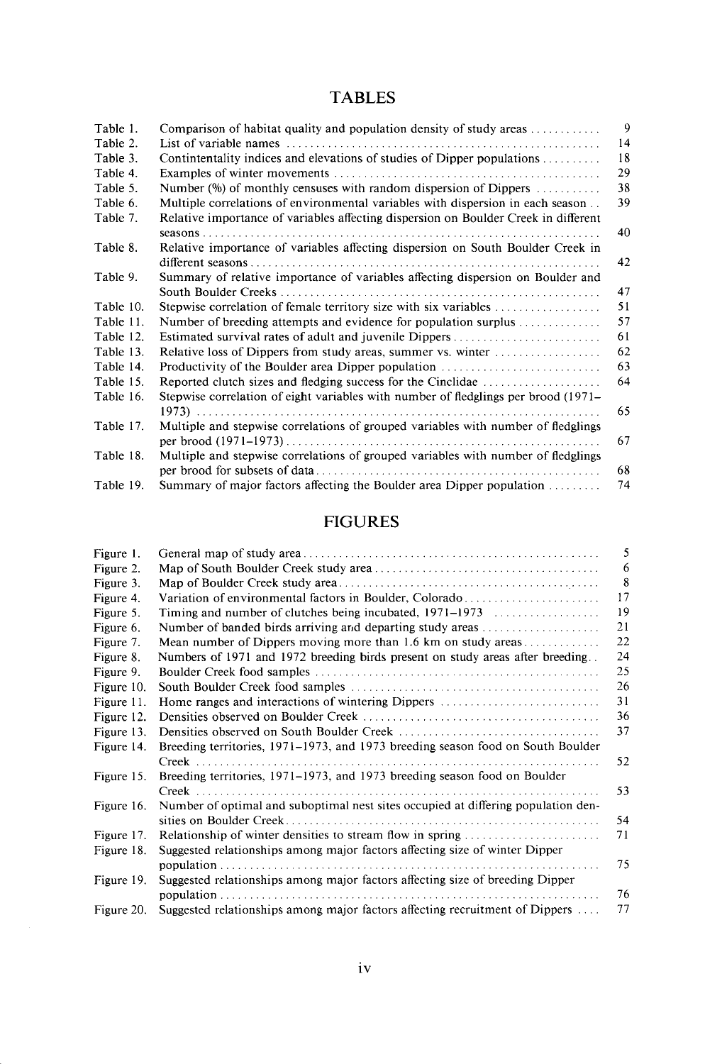## TABLES

| | | |
|---|---|---|
| Table 1. | Comparison of habitat quality and population density of study areas | 9 |
| Table 2. | List of variable names | 14 |
| Table 3. | Contintentality indices and elevations of studies of Dipper populations | 18 |
| Table 4. | Examples of winter movements | 29 |
| Table 5. | Number (%) of monthly censuses with random dispersion of Dippers | 38 |
| Table 6. | Multiple correlations of environmental variables with dispersion in each season | 39 |
| Table 7. | Relative importance of variables affecting dispersion on Boulder Creek in different seasons | 40 |
| Table 8. | Relative importance of variables affecting dispersion on South Boulder Creek in different seasons | 42 |
| Table 9. | Summary of relative importance of variables affecting dispersion on Boulder and South Boulder Creeks | 47 |
| Table 10. | Stepwise correlation of female territory size with six variables | 51 |
| Table 11. | Number of breeding attempts and evidence for population surplus | 57 |
| Table 12. | Estimated survival rates of adult and juvenile Dippers | 61 |
| Table 13. | Relative loss of Dippers from study areas, summer vs. winter | 62 |
| Table 14. | Productivity of the Boulder area Dipper population | 63 |
| Table 15. | Reported clutch sizes and fledging success for the Cinclidae | 64 |
| Table 16. | Stepwise correlation of eight variables with number of fledglings per brood (1971–1973) | 65 |
| Table 17. | Multiple and stepwise correlations of grouped variables with number of fledglings per brood (1971–1973) | 67 |
| Table 18. | Multiple and stepwise correlations of grouped variables with number of fledglings per brood for subsets of data | 68 |
| Table 19. | Summary of major factors affecting the Boulder area Dipper population | 74 |

## FIGURES

| | | |
|---|---|---|
| Figure 1. | General map of study area | 5 |
| Figure 2. | Map of South Boulder Creek study area | 6 |
| Figure 3. | Map of Boulder Creek study area | 8 |
| Figure 4. | Variation of environmental factors in Boulder, Colorado | 17 |
| Figure 5. | Timing and number of clutches being incubated, 1971–1973 | 19 |
| Figure 6. | Number of banded birds arriving and departing study areas | 21 |
| Figure 7. | Mean number of Dippers moving more than 1.6 km on study areas | 22 |
| Figure 8. | Numbers of 1971 and 1972 breeding birds present on study areas after breeding | 24 |
| Figure 9. | Boulder Creek food samples | 25 |
| Figure 10. | South Boulder Creek food samples | 26 |
| Figure 11. | Home ranges and interactions of wintering Dippers | 31 |
| Figure 12. | Densities observed on Boulder Creek | 36 |
| Figure 13. | Densities observed on South Boulder Creek | 37 |
| Figure 14. | Breeding territories, 1971–1973, and 1973 breeding season food on South Boulder Creek | 52 |
| Figure 15. | Breeding territories, 1971–1973, and 1973 breeding season food on Boulder Creek | 53 |
| Figure 16. | Number of optimal and suboptimal nest sites occupied at differing population densities on Boulder Creek | 54 |
| Figure 17. | Relationship of winter densities to stream flow in spring | 71 |
| Figure 18. | Suggested relationships among major factors affecting size of winter Dipper population | 75 |
| Figure 19. | Suggested relationships among major factors affecting size of breeding Dipper population | 76 |
| Figure 20. | Suggested relationships among major factors affecting recruitment of Dippers | 77 |